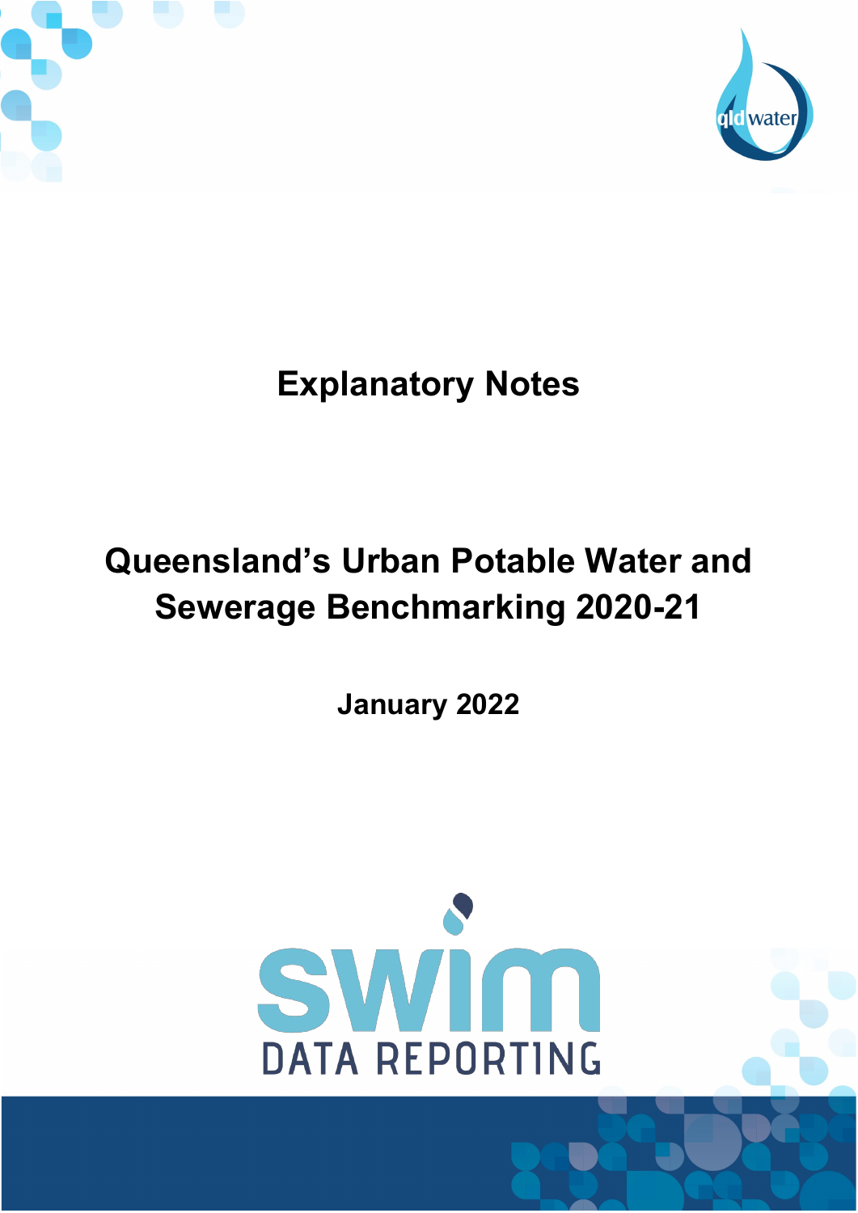# Explanatory Notes

# Queensland's Urban Potable Water and Sewerage Benchmarking 2020-21

**January 2022**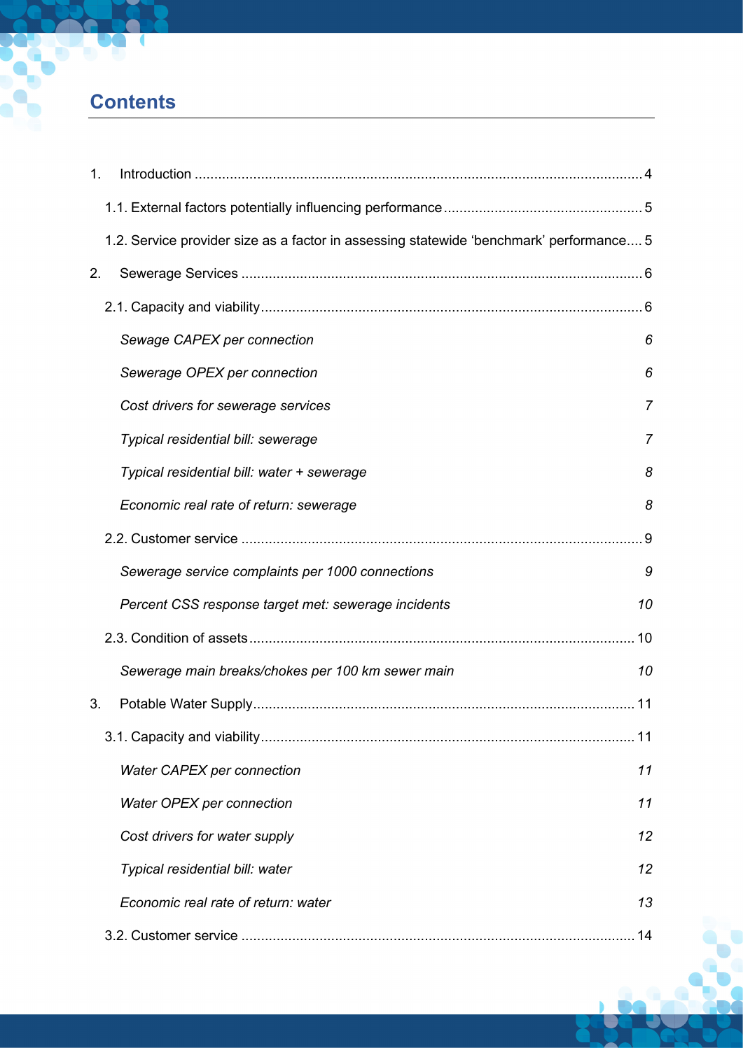# Contents

1. Introduction .................................................................................................................... 4

    1.1. External factors potentially influencing performance ................................................... 5

    1.2. Service provider size as a factor in assessing statewide 'benchmark' performance .... 5

2. Sewerage Services ........................................................................................................ 6

    2.1. Capacity and viability .................................................................................................. 6

        *Sewage CAPEX per connection* 6

        *Sewerage OPEX per connection* 6

        *Cost drivers for sewerage services* 7

        *Typical residential bill: sewerage* 7

        *Typical residential bill: water + sewerage* 8

        *Economic real rate of return: sewerage* 8

    2.2. Customer service ....................................................................................................... 9

        *Sewerage service complaints per 1000 connections* 9

        *Percent CSS response target met: sewerage incidents* 10

    2.3. Condition of assets .................................................................................................. 10

        *Sewerage main breaks/chokes per 100 km sewer main* 10

3. Potable Water Supply ................................................................................................... 11

    3.1. Capacity and viability ................................................................................................ 11

        *Water CAPEX per connection* 11

        *Water OPEX per connection* 11

        *Cost drivers for water supply* 12

        *Typical residential bill: water* 12

        *Economic real rate of return: water* 13

    3.2. Customer service ..................................................................................................... 14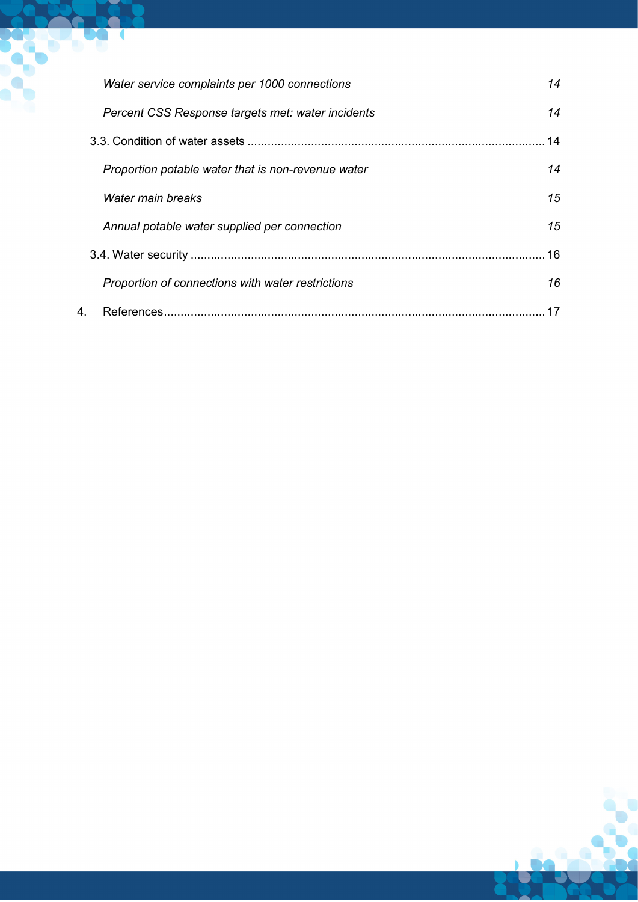*Water service complaints per 1000 connections* 14

*Percent CSS Response targets met: water incidents* 14

3.3. Condition of water assets ........................................................................................ 14

*Proportion potable water that is non-revenue water* 14

*Water main breaks* 15

*Annual potable water supplied per connection* 15

3.4. Water security ......................................................................................................... 16

*Proportion of connections with water restrictions* 16

4. References................................................................................................................. 17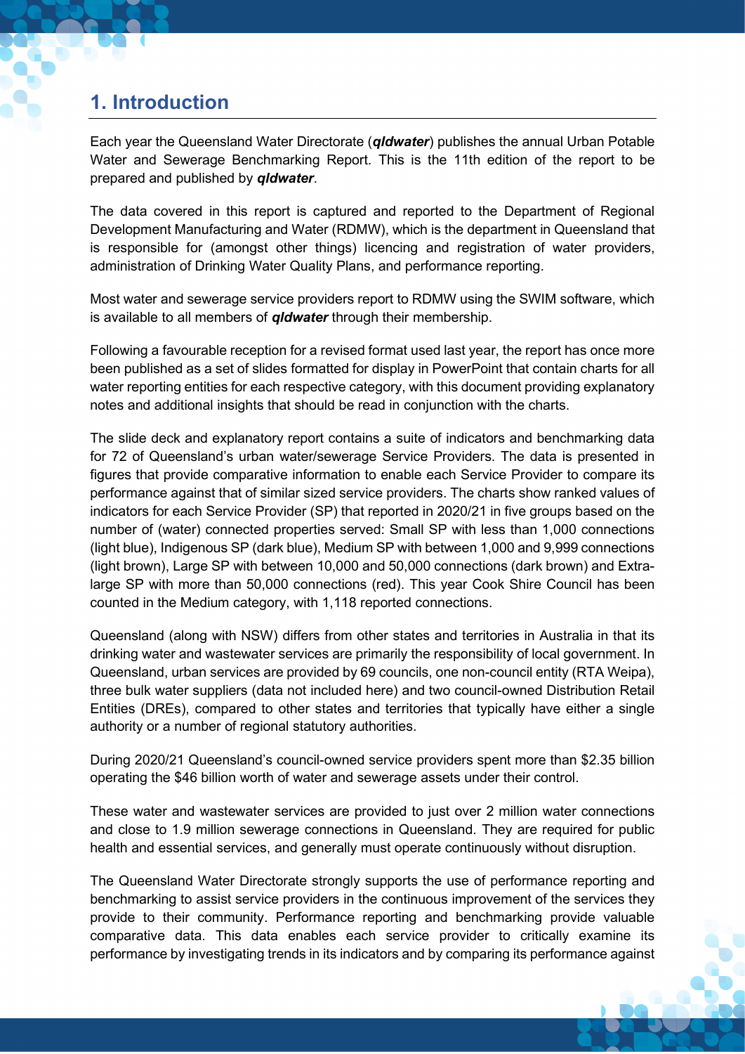# 1. Introduction

Each year the Queensland Water Directorate (***qldwater***) publishes the annual Urban Potable Water and Sewerage Benchmarking Report. This is the 11th edition of the report to be prepared and published by ***qldwater***.

The data covered in this report is captured and reported to the Department of Regional Development Manufacturing and Water (RDMW), which is the department in Queensland that is responsible for (amongst other things) licencing and registration of water providers, administration of Drinking Water Quality Plans, and performance reporting.

Most water and sewerage service providers report to RDMW using the SWIM software, which is available to all members of ***qldwater*** through their membership.

Following a favourable reception for a revised format used last year, the report has once more been published as a set of slides formatted for display in PowerPoint that contain charts for all water reporting entities for each respective category, with this document providing explanatory notes and additional insights that should be read in conjunction with the charts.

The slide deck and explanatory report contains a suite of indicators and benchmarking data for 72 of Queensland's urban water/sewerage Service Providers. The data is presented in figures that provide comparative information to enable each Service Provider to compare its performance against that of similar sized service providers. The charts show ranked values of indicators for each Service Provider (SP) that reported in 2020/21 in five groups based on the number of (water) connected properties served: Small SP with less than 1,000 connections (light blue), Indigenous SP (dark blue), Medium SP with between 1,000 and 9,999 connections (light brown), Large SP with between 10,000 and 50,000 connections (dark brown) and Extra-large SP with more than 50,000 connections (red). This year Cook Shire Council has been counted in the Medium category, with 1,118 reported connections.

Queensland (along with NSW) differs from other states and territories in Australia in that its drinking water and wastewater services are primarily the responsibility of local government. In Queensland, urban services are provided by 69 councils, one non-council entity (RTA Weipa), three bulk water suppliers (data not included here) and two council-owned Distribution Retail Entities (DREs), compared to other states and territories that typically have either a single authority or a number of regional statutory authorities.

During 2020/21 Queensland's council-owned service providers spent more than $2.35 billion operating the $46 billion worth of water and sewerage assets under their control.

These water and wastewater services are provided to just over 2 million water connections and close to 1.9 million sewerage connections in Queensland. They are required for public health and essential services, and generally must operate continuously without disruption.

The Queensland Water Directorate strongly supports the use of performance reporting and benchmarking to assist service providers in the continuous improvement of the services they provide to their community. Performance reporting and benchmarking provide valuable comparative data. This data enables each service provider to critically examine its performance by investigating trends in its indicators and by comparing its performance against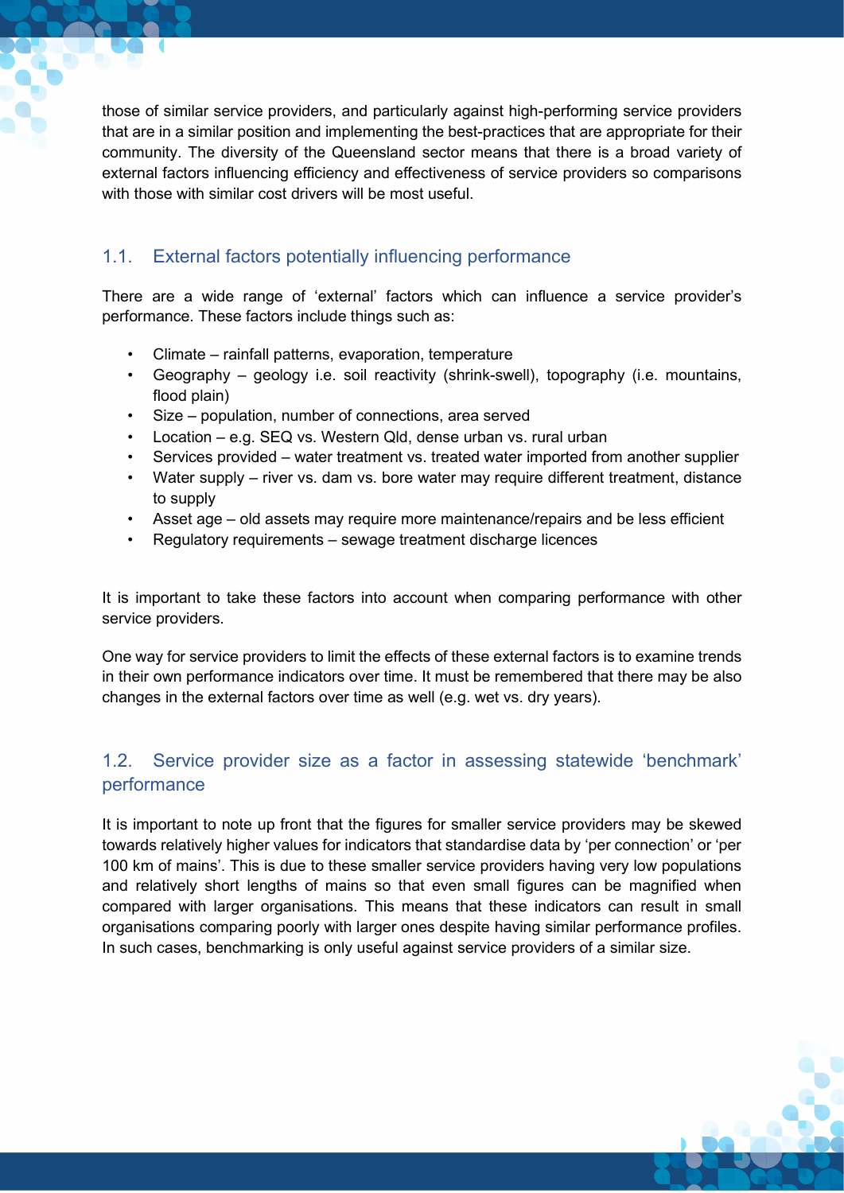those of similar service providers, and particularly against high-performing service providers that are in a similar position and implementing the best-practices that are appropriate for their community. The diversity of the Queensland sector means that there is a broad variety of external factors influencing efficiency and effectiveness of service providers so comparisons with those with similar cost drivers will be most useful.

## 1.1. External factors potentially influencing performance

There are a wide range of 'external' factors which can influence a service provider's performance. These factors include things such as:

- Climate – rainfall patterns, evaporation, temperature
- Geography – geology i.e. soil reactivity (shrink-swell), topography (i.e. mountains, flood plain)
- Size – population, number of connections, area served
- Location – e.g. SEQ vs. Western Qld, dense urban vs. rural urban
- Services provided – water treatment vs. treated water imported from another supplier
- Water supply – river vs. dam vs. bore water may require different treatment, distance to supply
- Asset age – old assets may require more maintenance/repairs and be less efficient
- Regulatory requirements – sewage treatment discharge licences

It is important to take these factors into account when comparing performance with other service providers.

One way for service providers to limit the effects of these external factors is to examine trends in their own performance indicators over time. It must be remembered that there may be also changes in the external factors over time as well (e.g. wet vs. dry years).

## 1.2. Service provider size as a factor in assessing statewide 'benchmark' performance

It is important to note up front that the figures for smaller service providers may be skewed towards relatively higher values for indicators that standardise data by 'per connection' or 'per 100 km of mains'. This is due to these smaller service providers having very low populations and relatively short lengths of mains so that even small figures can be magnified when compared with larger organisations. This means that these indicators can result in small organisations comparing poorly with larger ones despite having similar performance profiles. In such cases, benchmarking is only useful against service providers of a similar size.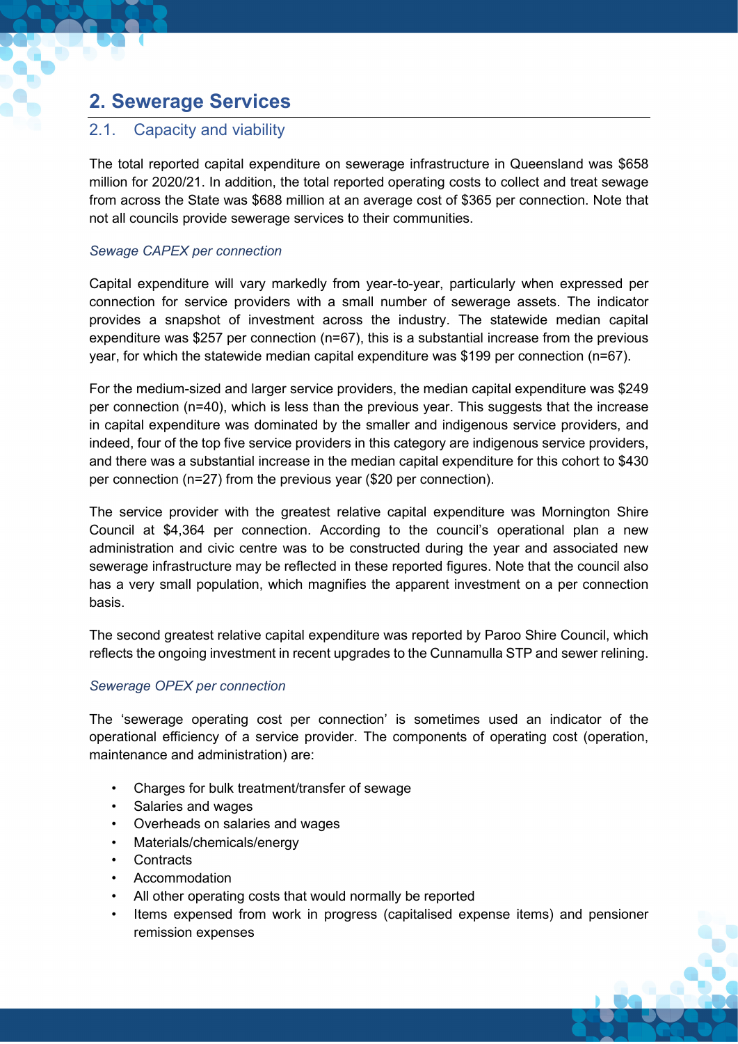# 2. Sewerage Services

## 2.1. Capacity and viability

The total reported capital expenditure on sewerage infrastructure in Queensland was $658 million for 2020/21. In addition, the total reported operating costs to collect and treat sewage from across the State was $688 million at an average cost of $365 per connection. Note that not all councils provide sewerage services to their communities.

*Sewage CAPEX per connection*

Capital expenditure will vary markedly from year-to-year, particularly when expressed per connection for service providers with a small number of sewerage assets. The indicator provides a snapshot of investment across the industry. The statewide median capital expenditure was $257 per connection (n=67), this is a substantial increase from the previous year, for which the statewide median capital expenditure was $199 per connection (n=67).

For the medium-sized and larger service providers, the median capital expenditure was $249 per connection (n=40), which is less than the previous year. This suggests that the increase in capital expenditure was dominated by the smaller and indigenous service providers, and indeed, four of the top five service providers in this category are indigenous service providers, and there was a substantial increase in the median capital expenditure for this cohort to $430 per connection (n=27) from the previous year ($20 per connection).

The service provider with the greatest relative capital expenditure was Mornington Shire Council at $4,364 per connection. According to the council's operational plan a new administration and civic centre was to be constructed during the year and associated new sewerage infrastructure may be reflected in these reported figures. Note that the council also has a very small population, which magnifies the apparent investment on a per connection basis.

The second greatest relative capital expenditure was reported by Paroo Shire Council, which reflects the ongoing investment in recent upgrades to the Cunnamulla STP and sewer relining.

*Sewerage OPEX per connection*

The 'sewerage operating cost per connection' is sometimes used an indicator of the operational efficiency of a service provider. The components of operating cost (operation, maintenance and administration) are:

- Charges for bulk treatment/transfer of sewage
- Salaries and wages
- Overheads on salaries and wages
- Materials/chemicals/energy
- Contracts
- Accommodation
- All other operating costs that would normally be reported
- Items expensed from work in progress (capitalised expense items) and pensioner remission expenses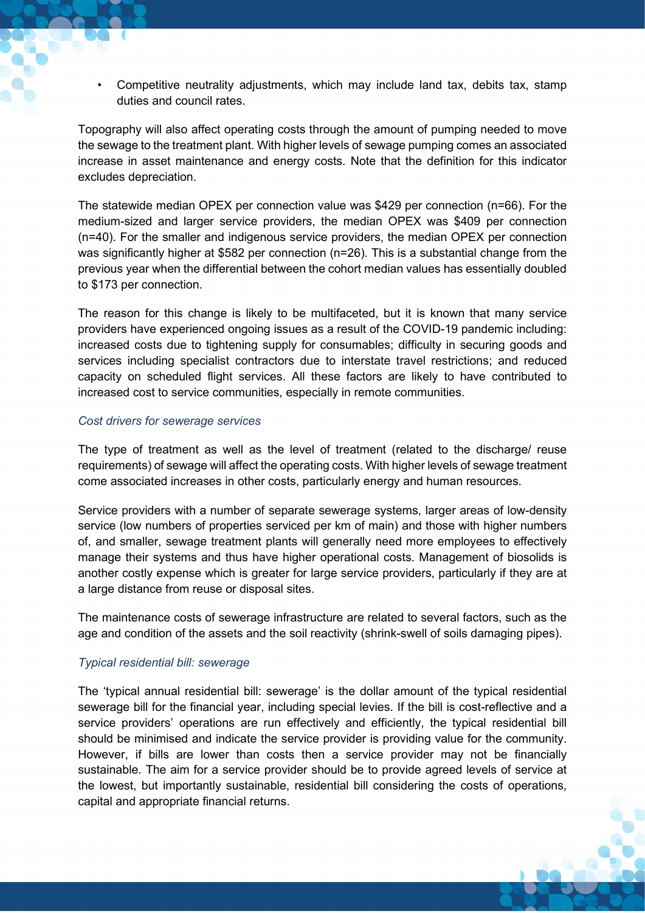- Competitive neutrality adjustments, which may include land tax, debits tax, stamp duties and council rates.

Topography will also affect operating costs through the amount of pumping needed to move the sewage to the treatment plant. With higher levels of sewage pumping comes an associated increase in asset maintenance and energy costs. Note that the definition for this indicator excludes depreciation.

The statewide median OPEX per connection value was $429 per connection (n=66). For the medium-sized and larger service providers, the median OPEX was $409 per connection (n=40). For the smaller and indigenous service providers, the median OPEX per connection was significantly higher at $582 per connection (n=26). This is a substantial change from the previous year when the differential between the cohort median values has essentially doubled to $173 per connection.

The reason for this change is likely to be multifaceted, but it is known that many service providers have experienced ongoing issues as a result of the COVID-19 pandemic including: increased costs due to tightening supply for consumables; difficulty in securing goods and services including specialist contractors due to interstate travel restrictions; and reduced capacity on scheduled flight services. All these factors are likely to have contributed to increased cost to service communities, especially in remote communities.

*Cost drivers for sewerage services*

The type of treatment as well as the level of treatment (related to the discharge/ reuse requirements) of sewage will affect the operating costs. With higher levels of sewage treatment come associated increases in other costs, particularly energy and human resources.

Service providers with a number of separate sewerage systems, larger areas of low-density service (low numbers of properties serviced per km of main) and those with higher numbers of, and smaller, sewage treatment plants will generally need more employees to effectively manage their systems and thus have higher operational costs. Management of biosolids is another costly expense which is greater for large service providers, particularly if they are at a large distance from reuse or disposal sites.

The maintenance costs of sewerage infrastructure are related to several factors, such as the age and condition of the assets and the soil reactivity (shrink-swell of soils damaging pipes).

*Typical residential bill: sewerage*

The 'typical annual residential bill: sewerage' is the dollar amount of the typical residential sewerage bill for the financial year, including special levies. If the bill is cost-reflective and a service providers' operations are run effectively and efficiently, the typical residential bill should be minimised and indicate the service provider is providing value for the community. However, if bills are lower than costs then a service provider may not be financially sustainable. The aim for a service provider should be to provide agreed levels of service at the lowest, but importantly sustainable, residential bill considering the costs of operations, capital and appropriate financial returns.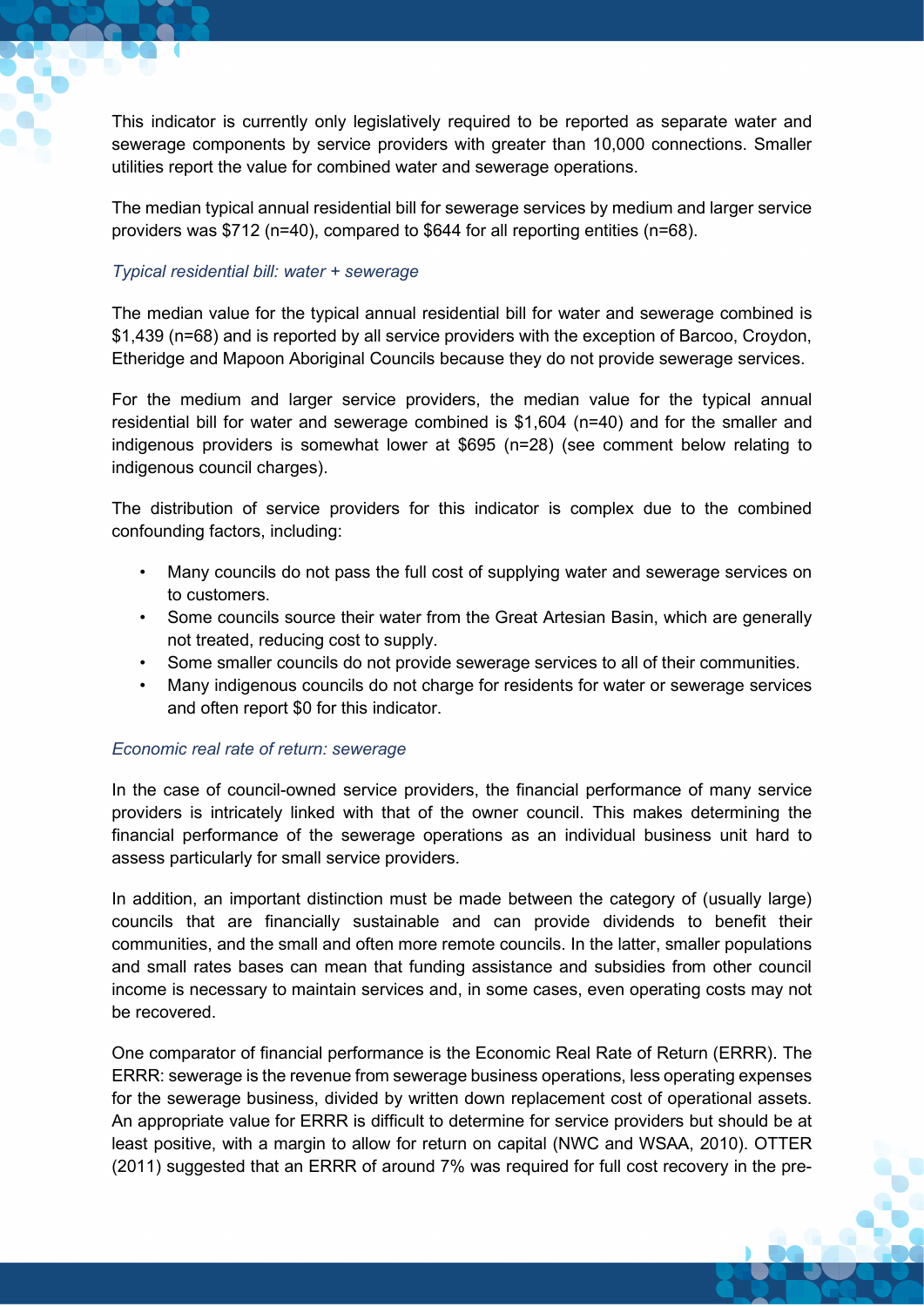This indicator is currently only legislatively required to be reported as separate water and sewerage components by service providers with greater than 10,000 connections. Smaller utilities report the value for combined water and sewerage operations.

The median typical annual residential bill for sewerage services by medium and larger service providers was $712 (n=40), compared to $644 for all reporting entities (n=68).

*Typical residential bill: water + sewerage*

The median value for the typical annual residential bill for water and sewerage combined is $1,439 (n=68) and is reported by all service providers with the exception of Barcoo, Croydon, Etheridge and Mapoon Aboriginal Councils because they do not provide sewerage services.

For the medium and larger service providers, the median value for the typical annual residential bill for water and sewerage combined is $1,604 (n=40) and for the smaller and indigenous providers is somewhat lower at $695 (n=28) (see comment below relating to indigenous council charges).

The distribution of service providers for this indicator is complex due to the combined confounding factors, including:

- Many councils do not pass the full cost of supplying water and sewerage services on to customers.
- Some councils source their water from the Great Artesian Basin, which are generally not treated, reducing cost to supply.
- Some smaller councils do not provide sewerage services to all of their communities.
- Many indigenous councils do not charge for residents for water or sewerage services and often report $0 for this indicator.

*Economic real rate of return: sewerage*

In the case of council-owned service providers, the financial performance of many service providers is intricately linked with that of the owner council. This makes determining the financial performance of the sewerage operations as an individual business unit hard to assess particularly for small service providers.

In addition, an important distinction must be made between the category of (usually large) councils that are financially sustainable and can provide dividends to benefit their communities, and the small and often more remote councils. In the latter, smaller populations and small rates bases can mean that funding assistance and subsidies from other council income is necessary to maintain services and, in some cases, even operating costs may not be recovered.

One comparator of financial performance is the Economic Real Rate of Return (ERRR). The ERRR: sewerage is the revenue from sewerage business operations, less operating expenses for the sewerage business, divided by written down replacement cost of operational assets. An appropriate value for ERRR is difficult to determine for service providers but should be at least positive, with a margin to allow for return on capital (NWC and WSAA, 2010). OTTER (2011) suggested that an ERRR of around 7% was required for full cost recovery in the pre-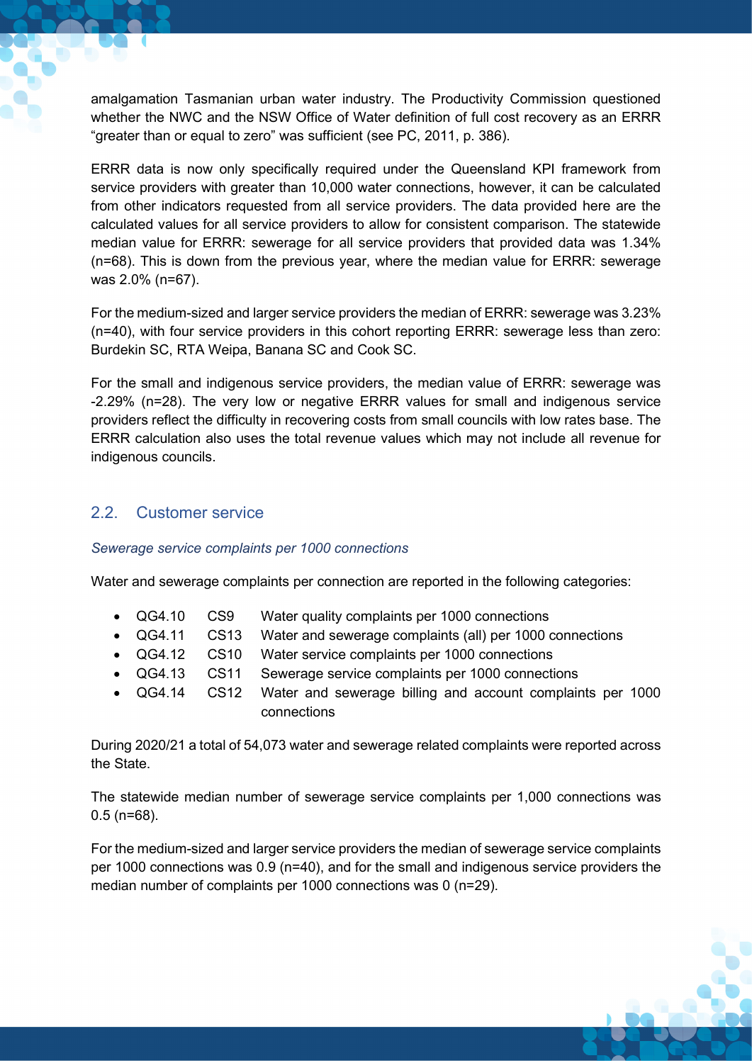amalgamation Tasmanian urban water industry. The Productivity Commission questioned whether the NWC and the NSW Office of Water definition of full cost recovery as an ERRR "greater than or equal to zero" was sufficient (see PC, 2011, p. 386).

ERRR data is now only specifically required under the Queensland KPI framework from service providers with greater than 10,000 water connections, however, it can be calculated from other indicators requested from all service providers. The data provided here are the calculated values for all service providers to allow for consistent comparison. The statewide median value for ERRR: sewerage for all service providers that provided data was 1.34% (n=68). This is down from the previous year, where the median value for ERRR: sewerage was 2.0% (n=67).

For the medium-sized and larger service providers the median of ERRR: sewerage was 3.23% (n=40), with four service providers in this cohort reporting ERRR: sewerage less than zero: Burdekin SC, RTA Weipa, Banana SC and Cook SC.

For the small and indigenous service providers, the median value of ERRR: sewerage was -2.29% (n=28). The very low or negative ERRR values for small and indigenous service providers reflect the difficulty in recovering costs from small councils with low rates base. The ERRR calculation also uses the total revenue values which may not include all revenue for indigenous councils.

## 2.2. Customer service

*Sewerage service complaints per 1000 connections*

Water and sewerage complaints per connection are reported in the following categories:

- QG4.10 CS9 Water quality complaints per 1000 connections
- QG4.11 CS13 Water and sewerage complaints (all) per 1000 connections
- QG4.12 CS10 Water service complaints per 1000 connections
- QG4.13 CS11 Sewerage service complaints per 1000 connections
- QG4.14 CS12 Water and sewerage billing and account complaints per 1000 connections

During 2020/21 a total of 54,073 water and sewerage related complaints were reported across the State.

The statewide median number of sewerage service complaints per 1,000 connections was 0.5 (n=68).

For the medium-sized and larger service providers the median of sewerage service complaints per 1000 connections was 0.9 (n=40), and for the small and indigenous service providers the median number of complaints per 1000 connections was 0 (n=29).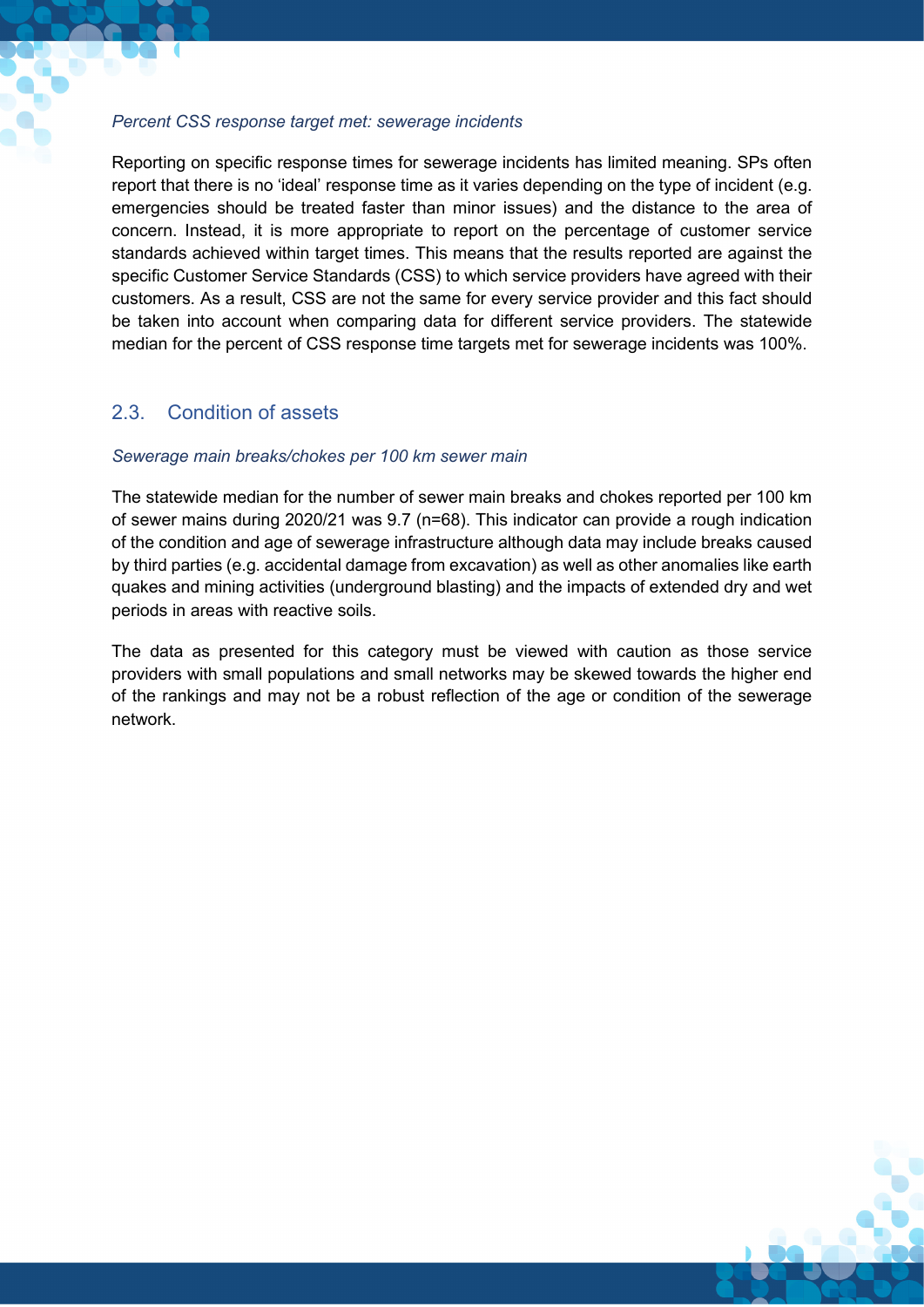*Percent CSS response target met: sewerage incidents*

Reporting on specific response times for sewerage incidents has limited meaning. SPs often report that there is no 'ideal' response time as it varies depending on the type of incident (e.g. emergencies should be treated faster than minor issues) and the distance to the area of concern. Instead, it is more appropriate to report on the percentage of customer service standards achieved within target times. This means that the results reported are against the specific Customer Service Standards (CSS) to which service providers have agreed with their customers. As a result, CSS are not the same for every service provider and this fact should be taken into account when comparing data for different service providers. The statewide median for the percent of CSS response time targets met for sewerage incidents was 100%.

## 2.3. Condition of assets

*Sewerage main breaks/chokes per 100 km sewer main*

The statewide median for the number of sewer main breaks and chokes reported per 100 km of sewer mains during 2020/21 was 9.7 (n=68). This indicator can provide a rough indication of the condition and age of sewerage infrastructure although data may include breaks caused by third parties (e.g. accidental damage from excavation) as well as other anomalies like earth quakes and mining activities (underground blasting) and the impacts of extended dry and wet periods in areas with reactive soils.

The data as presented for this category must be viewed with caution as those service providers with small populations and small networks may be skewed towards the higher end of the rankings and may not be a robust reflection of the age or condition of the sewerage network.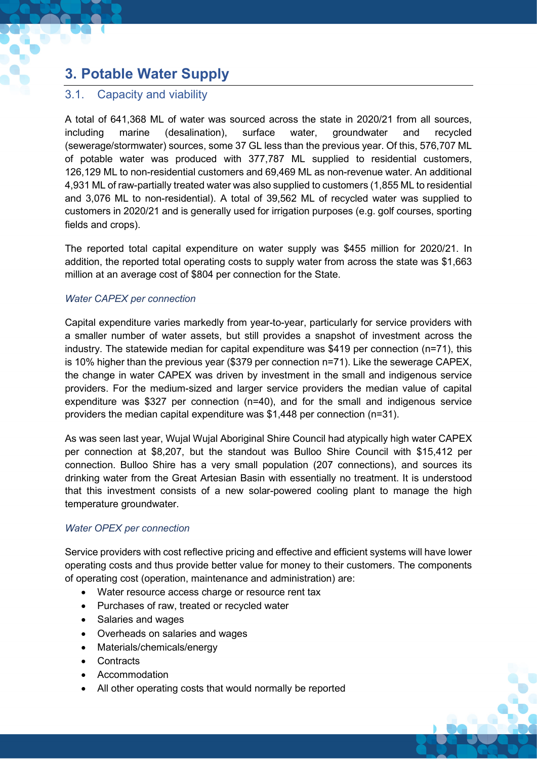# 3. Potable Water Supply

## 3.1. Capacity and viability

A total of 641,368 ML of water was sourced across the state in 2020/21 from all sources, including marine (desalination), surface water, groundwater and recycled (sewerage/stormwater) sources, some 37 GL less than the previous year. Of this, 576,707 ML of potable water was produced with 377,787 ML supplied to residential customers, 126,129 ML to non-residential customers and 69,469 ML as non-revenue water. An additional 4,931 ML of raw-partially treated water was also supplied to customers (1,855 ML to residential and 3,076 ML to non-residential). A total of 39,562 ML of recycled water was supplied to customers in 2020/21 and is generally used for irrigation purposes (e.g. golf courses, sporting fields and crops).

The reported total capital expenditure on water supply was $455 million for 2020/21. In addition, the reported total operating costs to supply water from across the state was $1,663 million at an average cost of $804 per connection for the State.

*Water CAPEX per connection*

Capital expenditure varies markedly from year-to-year, particularly for service providers with a smaller number of water assets, but still provides a snapshot of investment across the industry. The statewide median for capital expenditure was $419 per connection (n=71), this is 10% higher than the previous year ($379 per connection n=71). Like the sewerage CAPEX, the change in water CAPEX was driven by investment in the small and indigenous service providers. For the medium-sized and larger service providers the median value of capital expenditure was $327 per connection (n=40), and for the small and indigenous service providers the median capital expenditure was $1,448 per connection (n=31).

As was seen last year, Wujal Wujal Aboriginal Shire Council had atypically high water CAPEX per connection at $8,207, but the standout was Bulloo Shire Council with $15,412 per connection. Bulloo Shire has a very small population (207 connections), and sources its drinking water from the Great Artesian Basin with essentially no treatment. It is understood that this investment consists of a new solar-powered cooling plant to manage the high temperature groundwater.

*Water OPEX per connection*

Service providers with cost reflective pricing and effective and efficient systems will have lower operating costs and thus provide better value for money to their customers. The components of operating cost (operation, maintenance and administration) are:

- Water resource access charge or resource rent tax
- Purchases of raw, treated or recycled water
- Salaries and wages
- Overheads on salaries and wages
- Materials/chemicals/energy
- Contracts
- Accommodation
- All other operating costs that would normally be reported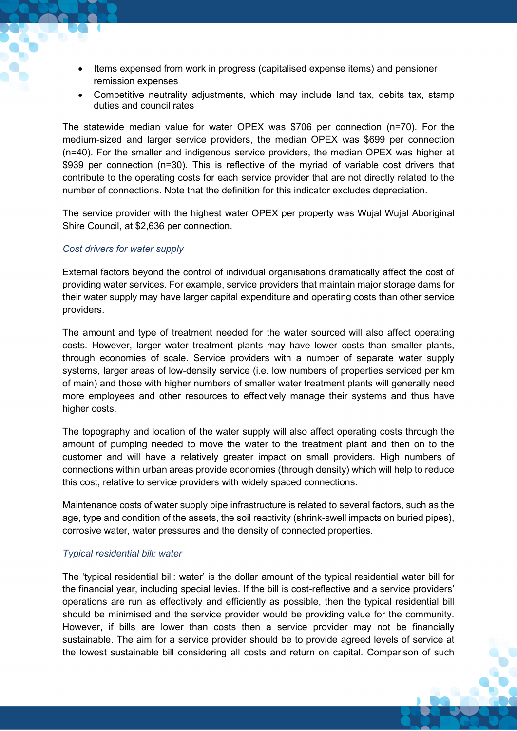- Items expensed from work in progress (capitalised expense items) and pensioner remission expenses
- Competitive neutrality adjustments, which may include land tax, debits tax, stamp duties and council rates

The statewide median value for water OPEX was $706 per connection (n=70). For the medium-sized and larger service providers, the median OPEX was $699 per connection (n=40). For the smaller and indigenous service providers, the median OPEX was higher at $939 per connection (n=30). This is reflective of the myriad of variable cost drivers that contribute to the operating costs for each service provider that are not directly related to the number of connections. Note that the definition for this indicator excludes depreciation.

The service provider with the highest water OPEX per property was Wujal Wujal Aboriginal Shire Council, at $2,636 per connection.

### *Cost drivers for water supply*

External factors beyond the control of individual organisations dramatically affect the cost of providing water services. For example, service providers that maintain major storage dams for their water supply may have larger capital expenditure and operating costs than other service providers.

The amount and type of treatment needed for the water sourced will also affect operating costs. However, larger water treatment plants may have lower costs than smaller plants, through economies of scale. Service providers with a number of separate water supply systems, larger areas of low-density service (i.e. low numbers of properties serviced per km of main) and those with higher numbers of smaller water treatment plants will generally need more employees and other resources to effectively manage their systems and thus have higher costs.

The topography and location of the water supply will also affect operating costs through the amount of pumping needed to move the water to the treatment plant and then on to the customer and will have a relatively greater impact on small providers. High numbers of connections within urban areas provide economies (through density) which will help to reduce this cost, relative to service providers with widely spaced connections.

Maintenance costs of water supply pipe infrastructure is related to several factors, such as the age, type and condition of the assets, the soil reactivity (shrink-swell impacts on buried pipes), corrosive water, water pressures and the density of connected properties.

### *Typical residential bill: water*

The 'typical residential bill: water' is the dollar amount of the typical residential water bill for the financial year, including special levies. If the bill is cost-reflective and a service providers' operations are run as effectively and efficiently as possible, then the typical residential bill should be minimised and the service provider would be providing value for the community. However, if bills are lower than costs then a service provider may not be financially sustainable. The aim for a service provider should be to provide agreed levels of service at the lowest sustainable bill considering all costs and return on capital. Comparison of such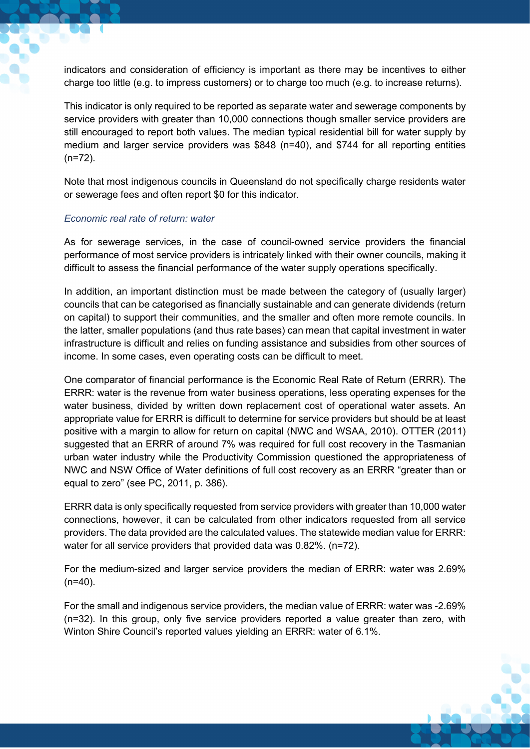indicators and consideration of efficiency is important as there may be incentives to either charge too little (e.g. to impress customers) or to charge too much (e.g. to increase returns).

This indicator is only required to be reported as separate water and sewerage components by service providers with greater than 10,000 connections though smaller service providers are still encouraged to report both values. The median typical residential bill for water supply by medium and larger service providers was $848 (n=40), and $744 for all reporting entities (n=72).

Note that most indigenous councils in Queensland do not specifically charge residents water or sewerage fees and often report $0 for this indicator.

*Economic real rate of return: water*

As for sewerage services, in the case of council-owned service providers the financial performance of most service providers is intricately linked with their owner councils, making it difficult to assess the financial performance of the water supply operations specifically.

In addition, an important distinction must be made between the category of (usually larger) councils that can be categorised as financially sustainable and can generate dividends (return on capital) to support their communities, and the smaller and often more remote councils. In the latter, smaller populations (and thus rate bases) can mean that capital investment in water infrastructure is difficult and relies on funding assistance and subsidies from other sources of income. In some cases, even operating costs can be difficult to meet.

One comparator of financial performance is the Economic Real Rate of Return (ERRR). The ERRR: water is the revenue from water business operations, less operating expenses for the water business, divided by written down replacement cost of operational water assets. An appropriate value for ERRR is difficult to determine for service providers but should be at least positive with a margin to allow for return on capital (NWC and WSAA, 2010). OTTER (2011) suggested that an ERRR of around 7% was required for full cost recovery in the Tasmanian urban water industry while the Productivity Commission questioned the appropriateness of NWC and NSW Office of Water definitions of full cost recovery as an ERRR "greater than or equal to zero" (see PC, 2011, p. 386).

ERRR data is only specifically requested from service providers with greater than 10,000 water connections, however, it can be calculated from other indicators requested from all service providers. The data provided are the calculated values. The statewide median value for ERRR: water for all service providers that provided data was 0.82%. (n=72).

For the medium-sized and larger service providers the median of ERRR: water was 2.69% (n=40).

For the small and indigenous service providers, the median value of ERRR: water was -2.69% (n=32). In this group, only five service providers reported a value greater than zero, with Winton Shire Council's reported values yielding an ERRR: water of 6.1%.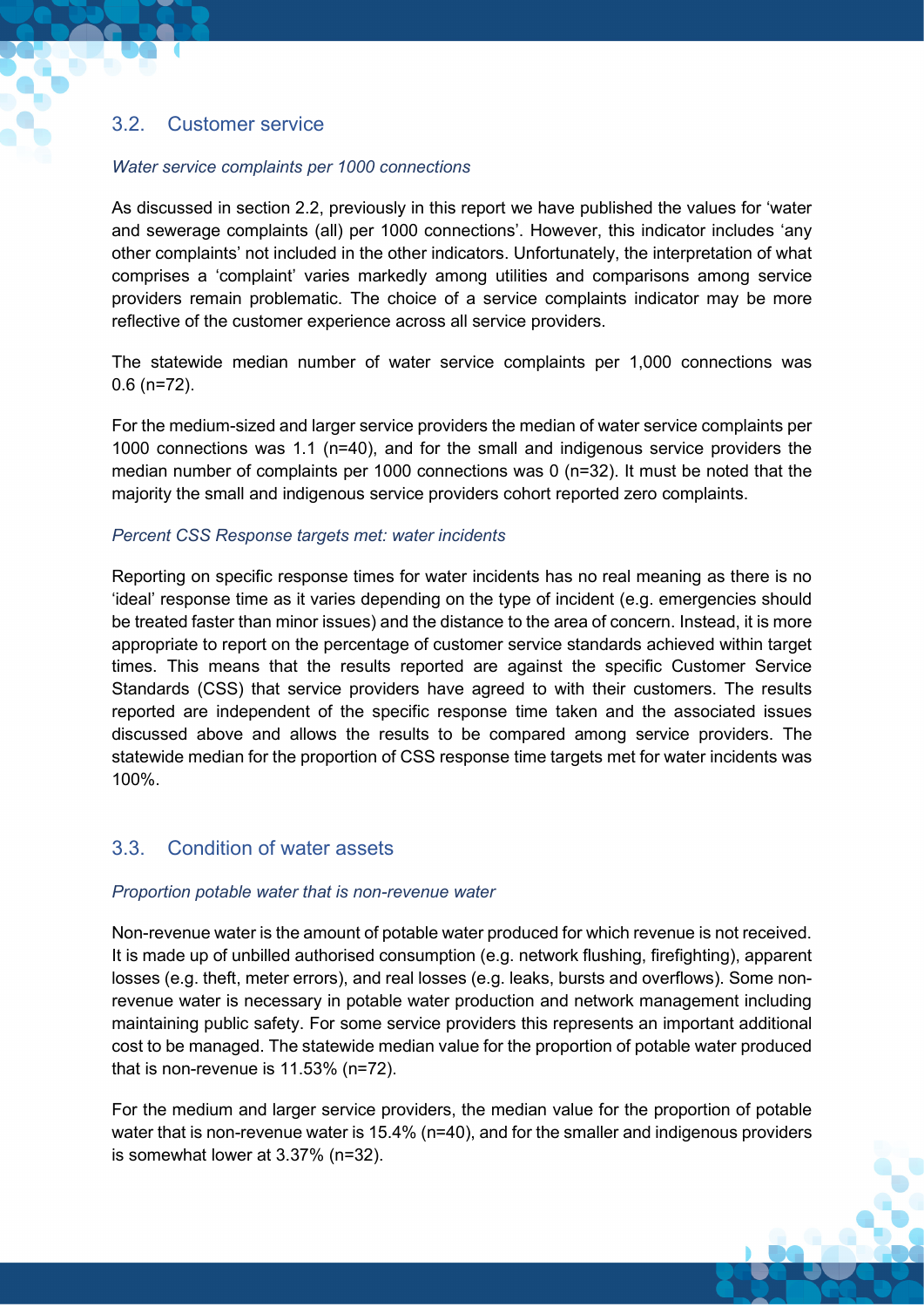## 3.2. Customer service

*Water service complaints per 1000 connections*

As discussed in section 2.2, previously in this report we have published the values for 'water and sewerage complaints (all) per 1000 connections'. However, this indicator includes 'any other complaints' not included in the other indicators. Unfortunately, the interpretation of what comprises a 'complaint' varies markedly among utilities and comparisons among service providers remain problematic. The choice of a service complaints indicator may be more reflective of the customer experience across all service providers.

The statewide median number of water service complaints per 1,000 connections was 0.6 (n=72).

For the medium-sized and larger service providers the median of water service complaints per 1000 connections was 1.1 (n=40), and for the small and indigenous service providers the median number of complaints per 1000 connections was 0 (n=32). It must be noted that the majority the small and indigenous service providers cohort reported zero complaints.

*Percent CSS Response targets met: water incidents*

Reporting on specific response times for water incidents has no real meaning as there is no 'ideal' response time as it varies depending on the type of incident (e.g. emergencies should be treated faster than minor issues) and the distance to the area of concern. Instead, it is more appropriate to report on the percentage of customer service standards achieved within target times. This means that the results reported are against the specific Customer Service Standards (CSS) that service providers have agreed to with their customers. The results reported are independent of the specific response time taken and the associated issues discussed above and allows the results to be compared among service providers. The statewide median for the proportion of CSS response time targets met for water incidents was 100%.

## 3.3. Condition of water assets

*Proportion potable water that is non-revenue water*

Non-revenue water is the amount of potable water produced for which revenue is not received. It is made up of unbilled authorised consumption (e.g. network flushing, firefighting), apparent losses (e.g. theft, meter errors), and real losses (e.g. leaks, bursts and overflows). Some non-revenue water is necessary in potable water production and network management including maintaining public safety. For some service providers this represents an important additional cost to be managed. The statewide median value for the proportion of potable water produced that is non-revenue is 11.53% (n=72).

For the medium and larger service providers, the median value for the proportion of potable water that is non-revenue water is 15.4% (n=40), and for the smaller and indigenous providers is somewhat lower at 3.37% (n=32).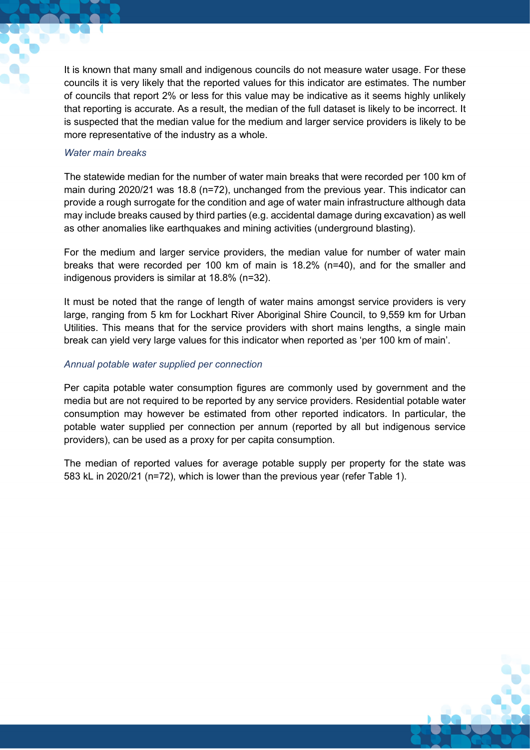It is known that many small and indigenous councils do not measure water usage. For these councils it is very likely that the reported values for this indicator are estimates. The number of councils that report 2% or less for this value may be indicative as it seems highly unlikely that reporting is accurate. As a result, the median of the full dataset is likely to be incorrect. It is suspected that the median value for the medium and larger service providers is likely to be more representative of the industry as a whole.

*Water main breaks*

The statewide median for the number of water main breaks that were recorded per 100 km of main during 2020/21 was 18.8 (n=72), unchanged from the previous year. This indicator can provide a rough surrogate for the condition and age of water main infrastructure although data may include breaks caused by third parties (e.g. accidental damage during excavation) as well as other anomalies like earthquakes and mining activities (underground blasting).

For the medium and larger service providers, the median value for number of water main breaks that were recorded per 100 km of main is 18.2% (n=40), and for the smaller and indigenous providers is similar at 18.8% (n=32).

It must be noted that the range of length of water mains amongst service providers is very large, ranging from 5 km for Lockhart River Aboriginal Shire Council, to 9,559 km for Urban Utilities. This means that for the service providers with short mains lengths, a single main break can yield very large values for this indicator when reported as 'per 100 km of main'.

*Annual potable water supplied per connection*

Per capita potable water consumption figures are commonly used by government and the media but are not required to be reported by any service providers. Residential potable water consumption may however be estimated from other reported indicators. In particular, the potable water supplied per connection per annum (reported by all but indigenous service providers), can be used as a proxy for per capita consumption.

The median of reported values for average potable supply per property for the state was 583 kL in 2020/21 (n=72), which is lower than the previous year (refer Table 1).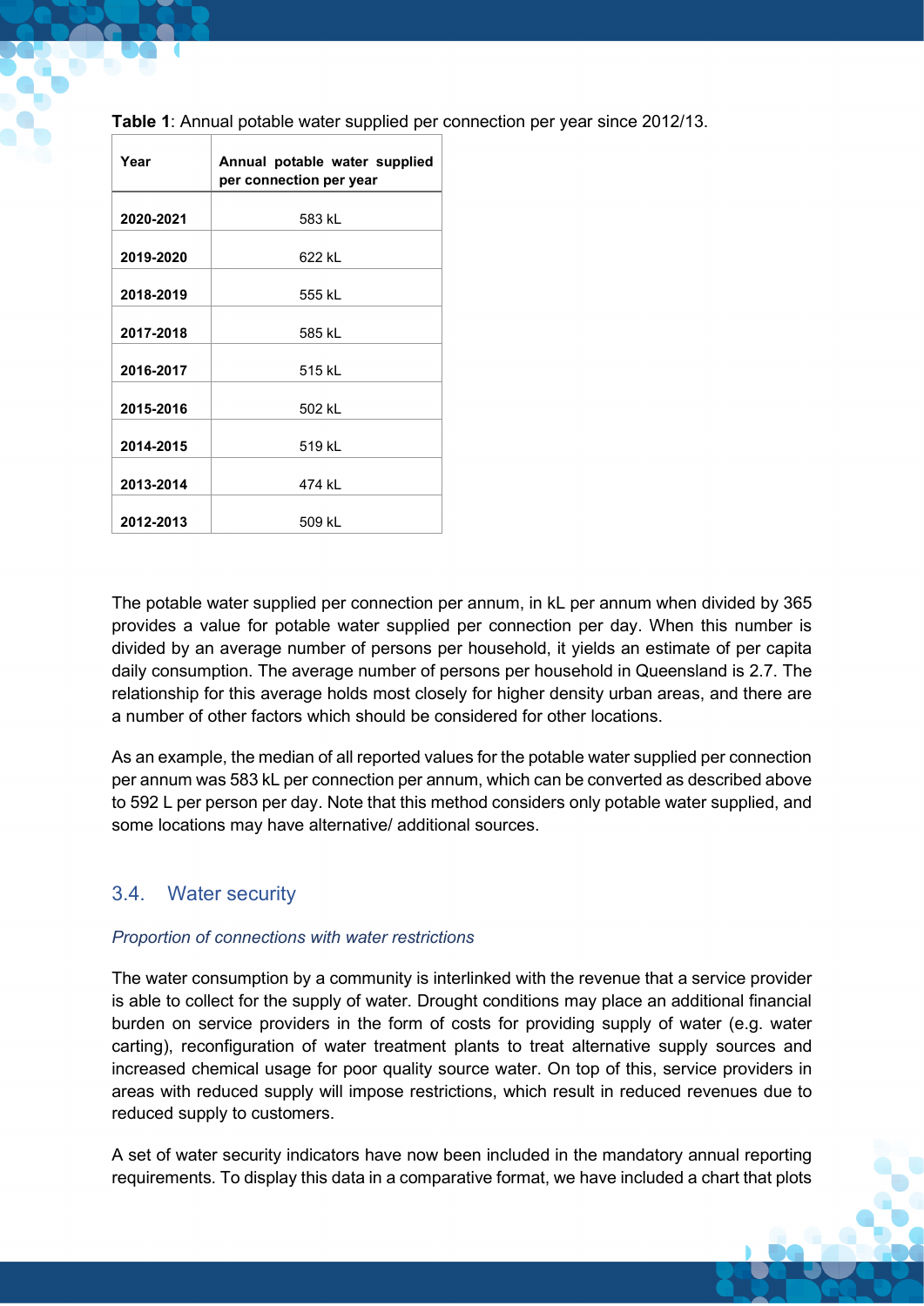**Table 1**: Annual potable water supplied per connection per year since 2012/13.

| Year | Annual potable water supplied per connection per year |
|---|---|
| **2020-2021** | 583 kL |
| **2019-2020** | 622 kL |
| **2018-2019** | 555 kL |
| **2017-2018** | 585 kL |
| **2016-2017** | 515 kL |
| **2015-2016** | 502 kL |
| **2014-2015** | 519 kL |
| **2013-2014** | 474 kL |
| **2012-2013** | 509 kL |

The potable water supplied per connection per annum, in kL per annum when divided by 365 provides a value for potable water supplied per connection per day. When this number is divided by an average number of persons per household, it yields an estimate of per capita daily consumption. The average number of persons per household in Queensland is 2.7. The relationship for this average holds most closely for higher density urban areas, and there are a number of other factors which should be considered for other locations.

As an example, the median of all reported values for the potable water supplied per connection per annum was 583 kL per connection per annum, which can be converted as described above to 592 L per person per day. Note that this method considers only potable water supplied, and some locations may have alternative/ additional sources.

## 3.4. Water security

*Proportion of connections with water restrictions*

The water consumption by a community is interlinked with the revenue that a service provider is able to collect for the supply of water. Drought conditions may place an additional financial burden on service providers in the form of costs for providing supply of water (e.g. water carting), reconfiguration of water treatment plants to treat alternative supply sources and increased chemical usage for poor quality source water. On top of this, service providers in areas with reduced supply will impose restrictions, which result in reduced revenues due to reduced supply to customers.

A set of water security indicators have now been included in the mandatory annual reporting requirements. To display this data in a comparative format, we have included a chart that plots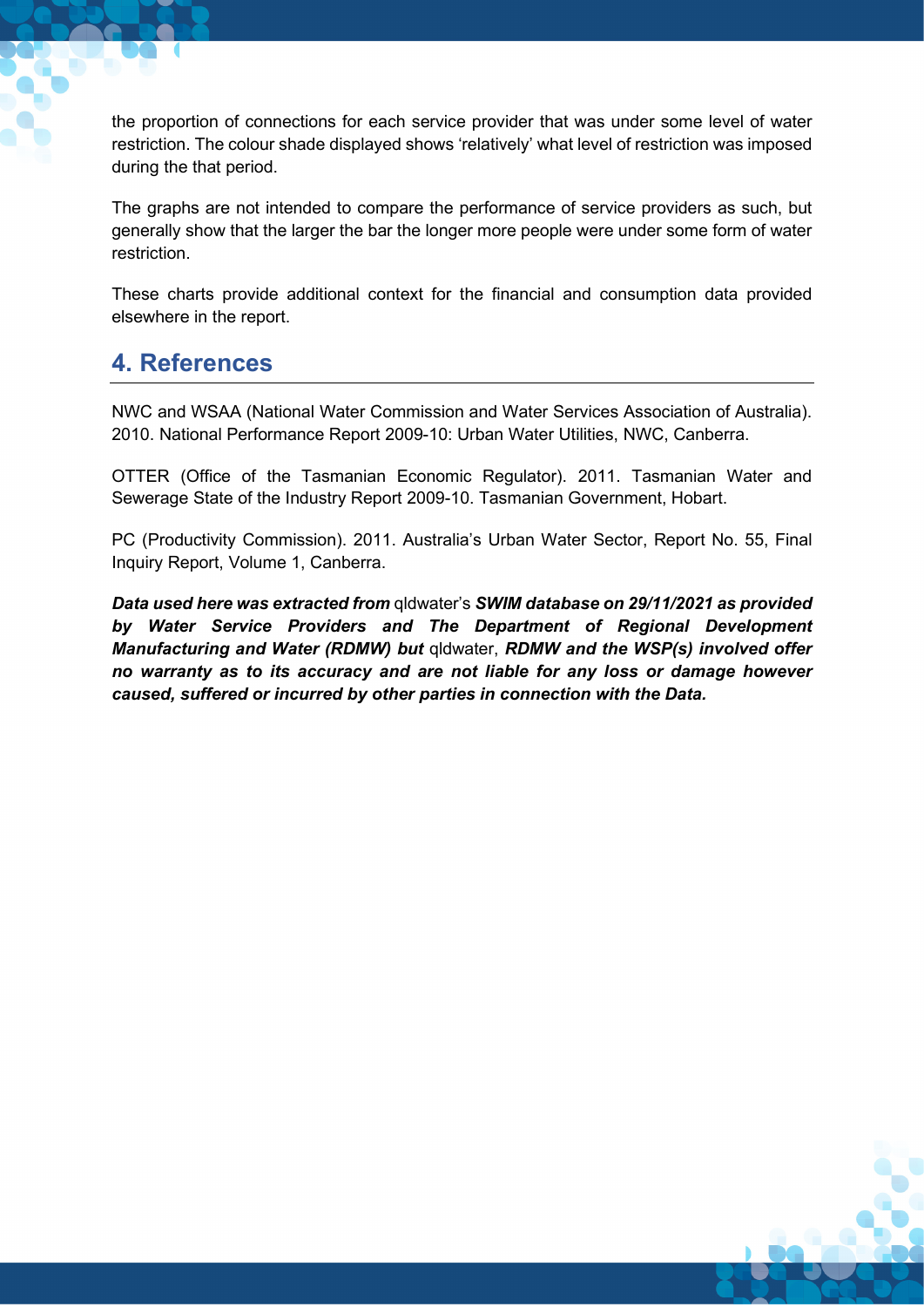the proportion of connections for each service provider that was under some level of water restriction. The colour shade displayed shows 'relatively' what level of restriction was imposed during the that period.

The graphs are not intended to compare the performance of service providers as such, but generally show that the larger the bar the longer more people were under some form of water restriction.

These charts provide additional context for the financial and consumption data provided elsewhere in the report.

## 4. References

NWC and WSAA (National Water Commission and Water Services Association of Australia). 2010. National Performance Report 2009-10: Urban Water Utilities, NWC, Canberra.

OTTER (Office of the Tasmanian Economic Regulator). 2011. Tasmanian Water and Sewerage State of the Industry Report 2009-10. Tasmanian Government, Hobart.

PC (Productivity Commission). 2011. Australia's Urban Water Sector, Report No. 55, Final Inquiry Report, Volume 1, Canberra.

***Data used here was extracted from*** qldwater's ***SWIM database on 29/11/2021 as provided by Water Service Providers and The Department of Regional Development Manufacturing and Water (RDMW) but*** qldwater, ***RDMW and the WSP(s) involved offer no warranty as to its accuracy and are not liable for any loss or damage however caused, suffered or incurred by other parties in connection with the Data.***